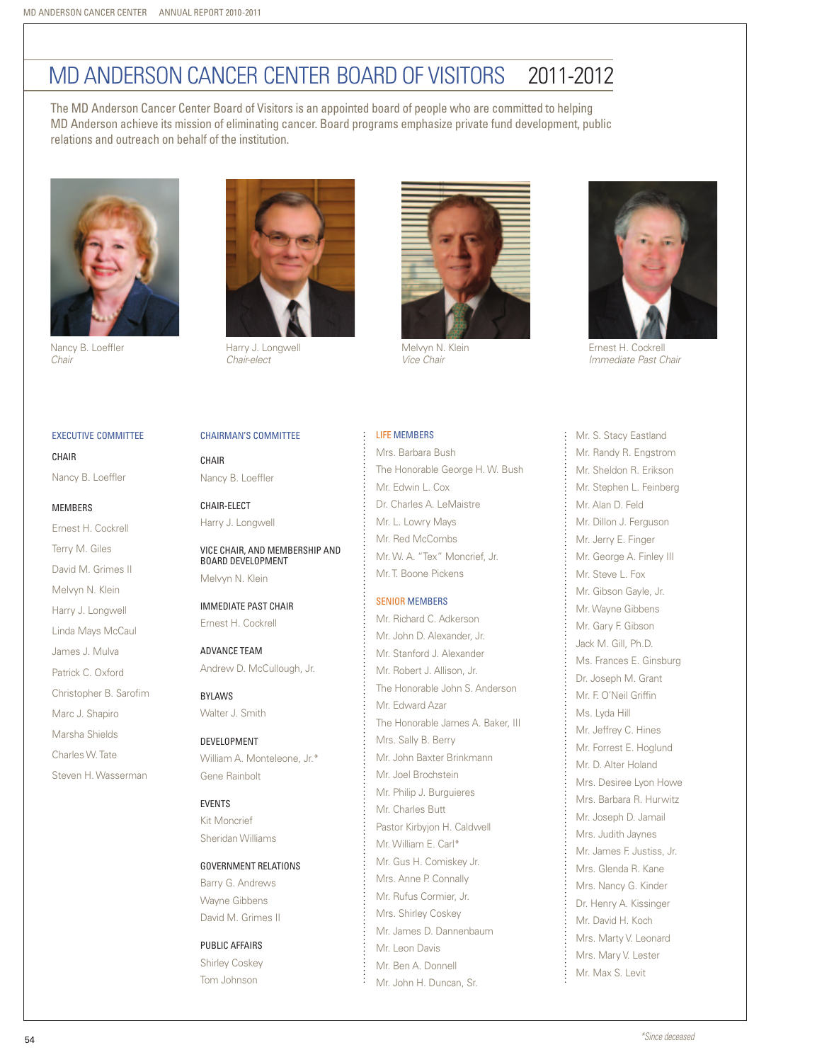# MD ANDERSON CANCER CENTER BOARD OF VISITORS 2011-2012

The MD Anderson Cancer Center Board of Visitors is an appointed board of people who are committed to helping MD Anderson achieve its mission of eliminating cancer. Board programs emphasize private fund development, public relations and outreach on behalf of the institution.

Nancy B. Loeffler
*Chair*

Harry J. Longwell
*Chair-elect*

Melvyn N. Klein
*Vice Chair*

Ernest H. Cockrell
*Immediate Past Chair*

## EXECUTIVE COMMITTEE

CHAIR

Nancy B. Loeffler

MEMBERS

Ernest H. Cockrell
Terry M. Giles
David M. Grimes II
Melvyn N. Klein
Harry J. Longwell
Linda Mays McCaul
James J. Mulva
Patrick C. Oxford
Christopher B. Sarofim
Marc J. Shapiro
Marsha Shields
Charles W. Tate
Steven H. Wasserman

## CHAIRMAN'S COMMITTEE

CHAIR

Nancy B. Loeffler

CHAIR-ELECT

Harry J. Longwell

VICE CHAIR, AND MEMBERSHIP AND BOARD DEVELOPMENT

Melvyn N. Klein

IMMEDIATE PAST CHAIR

Ernest H. Cockrell

ADVANCE TEAM

Andrew D. McCullough, Jr.

BYLAWS

Walter J. Smith

DEVELOPMENT

William A. Monteleone, Jr.*
Gene Rainbolt

EVENTS

Kit Moncrief
Sheridan Williams

GOVERNMENT RELATIONS

Barry G. Andrews
Wayne Gibbens
David M. Grimes II

PUBLIC AFFAIRS

Shirley Coskey
Tom Johnson

## LIFE MEMBERS

Mrs. Barbara Bush
The Honorable George H. W. Bush
Mr. Edwin L. Cox
Dr. Charles A. LeMaistre
Mr. L. Lowry Mays
Mr. Red McCombs
Mr. W. A. "Tex" Moncrief, Jr.
Mr. T. Boone Pickens

## SENIOR MEMBERS

Mr. Richard C. Adkerson
Mr. John D. Alexander, Jr.
Mr. Stanford J. Alexander
Mr. Robert J. Allison, Jr.
The Honorable John S. Anderson
Mr. Edward Azar
The Honorable James A. Baker, III
Mrs. Sally B. Berry
Mr. John Baxter Brinkmann
Mr. Joel Brochstein
Mr. Philip J. Burguieres
Mr. Charles Butt
Pastor Kirbyjon H. Caldwell
Mr. William E. Carl*
Mr. Gus H. Comiskey Jr.
Mrs. Anne P. Connally
Mr. Rufus Cormier, Jr.
Mrs. Shirley Coskey
Mr. James D. Dannenbaum
Mr. Leon Davis
Mr. Ben A. Donnell
Mr. John H. Duncan, Sr.
Mr. S. Stacy Eastland
Mr. Randy R. Engstrom
Mr. Sheldon R. Erikson
Mr. Stephen L. Feinberg
Mr. Alan D. Feld
Mr. Dillon J. Ferguson
Mr. Jerry E. Finger
Mr. George A. Finley III
Mr. Steve L. Fox
Mr. Gibson Gayle, Jr.
Mr. Wayne Gibbens
Mr. Gary F. Gibson
Jack M. Gill, Ph.D.
Ms. Frances E. Ginsburg
Dr. Joseph M. Grant
Mr. F. O'Neil Griffin
Ms. Lyda Hill
Mr. Jeffrey C. Hines
Mr. Forrest E. Hoglund
Mr. D. Alter Holand
Mrs. Desiree Lyon Howe
Mrs. Barbara R. Hurwitz
Mr. Joseph D. Jamail
Mrs. Judith Jaynes
Mr. James F. Justiss, Jr.
Mrs. Glenda R. Kane
Mrs. Nancy G. Kinder
Dr. Henry A. Kissinger
Mr. David H. Koch
Mrs. Marty V. Leonard
Mrs. Mary V. Lester
Mr. Max S. Levit

*Since deceased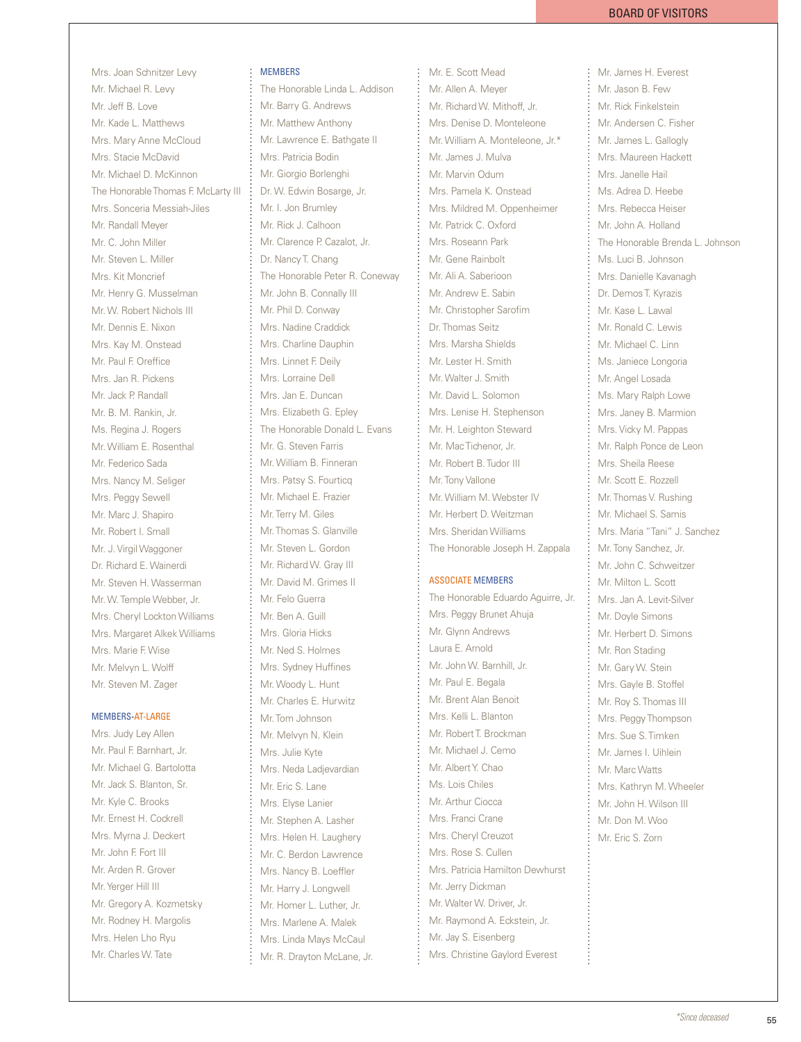## BOARD OF VISITORS

Mrs. Joan Schnitzer Levy
Mr. Michael R. Levy
Mr. Jeff B. Love
Mr. Kade L. Matthews
Mrs. Mary Anne McCloud
Mrs. Stacie McDavid
Mr. Michael D. McKinnon
The Honorable Thomas F. McLarty III
Mrs. Sonceria Messiah-Jiles
Mr. Randall Meyer
Mr. C. John Miller
Mr. Steven L. Miller
Mrs. Kit Moncrief
Mr. Henry G. Musselman
Mr. W. Robert Nichols III
Mr. Dennis E. Nixon
Mrs. Kay M. Onstead
Mr. Paul F. Oreffice
Mrs. Jan R. Pickens
Mr. Jack P. Randall
Mr. B. M. Rankin, Jr.
Ms. Regina J. Rogers
Mr. William E. Rosenthal
Mr. Federico Sada
Mrs. Nancy M. Seliger
Mrs. Peggy Sewell
Mr. Marc J. Shapiro
Mr. Robert I. Small
Mr. J. Virgil Waggoner
Dr. Richard E. Wainerdi
Mr. Steven H. Wasserman
Mr. W. Temple Webber, Jr.
Mrs. Cheryl Lockton Williams
Mrs. Margaret Alkek Williams
Mrs. Marie F. Wise
Mr. Melvyn L. Wolff
Mr. Steven M. Zager

### MEMBERS-AT-LARGE

Mrs. Judy Ley Allen
Mr. Paul F. Barnhart, Jr.
Mr. Michael G. Bartolotta
Mr. Jack S. Blanton, Sr.
Mr. Kyle C. Brooks
Mr. Ernest H. Cockrell
Mrs. Myrna J. Deckert
Mr. John F. Fort III
Mr. Arden R. Grover
Mr. Yerger Hill III
Mr. Gregory A. Kozmetsky
Mr. Rodney H. Margolis
Mrs. Helen Lho Ryu
Mr. Charles W. Tate

### MEMBERS

The Honorable Linda L. Addison
Mr. Barry G. Andrews
Mr. Matthew Anthony
Mr. Lawrence E. Bathgate II
Mrs. Patricia Bodin
Mr. Giorgio Borlenghi
Dr. W. Edwin Bosarge, Jr.
Mr. I. Jon Brumley
Mr. Rick J. Calhoon
Mr. Clarence P. Cazalot, Jr.
Dr. Nancy T. Chang
The Honorable Peter R. Coneway
Mr. John B. Connally III
Mr. Phil D. Conway
Mrs. Nadine Craddick
Mrs. Charline Dauphin
Mrs. Linnet F. Deily
Mrs. Lorraine Dell
Mrs. Jan E. Duncan
Mrs. Elizabeth G. Epley
The Honorable Donald L. Evans
Mr. G. Steven Farris
Mr. William B. Finneran
Mrs. Patsy S. Fourticq
Mr. Michael E. Frazier
Mr. Terry M. Giles
Mr. Thomas S. Glanville
Mr. Steven L. Gordon
Mr. Richard W. Gray III
Mr. David M. Grimes II
Mr. Felo Guerra
Mr. Ben A. Guill
Mrs. Gloria Hicks
Mr. Ned S. Holmes
Mrs. Sydney Huffines
Mr. Woody L. Hunt
Mr. Charles E. Hurwitz
Mr. Tom Johnson
Mr. Melvyn N. Klein
Mrs. Julie Kyte
Mrs. Neda Ladjevardian
Mr. Eric S. Lane
Mrs. Elyse Lanier
Mr. Stephen A. Lasher
Mrs. Helen H. Laughery
Mr. C. Berdon Lawrence
Mrs. Nancy B. Loeffler
Mr. Harry J. Longwell
Mr. Homer L. Luther, Jr.
Mrs. Marlene A. Malek
Mrs. Linda Mays McCaul
Mr. R. Drayton McLane, Jr.
Mr. E. Scott Mead
Mr. Allen A. Meyer
Mr. Richard W. Mithoff, Jr.
Mrs. Denise D. Monteleone
Mr. William A. Monteleone, Jr.*
Mr. James J. Mulva
Mr. Marvin Odum
Mrs. Pamela K. Onstead
Mrs. Mildred M. Oppenheimer
Mr. Patrick C. Oxford
Mrs. Roseann Park
Mr. Gene Rainbolt
Mr. Ali A. Saberioon
Mr. Andrew E. Sabin
Mr. Christopher Sarofim
Dr. Thomas Seitz
Mrs. Marsha Shields
Mr. Lester H. Smith
Mr. Walter J. Smith
Mr. David L. Solomon
Mrs. Lenise H. Stephenson
Mr. H. Leighton Steward
Mr. Mac Tichenor, Jr.
Mr. Robert B. Tudor III
Mr. Tony Vallone
Mr. William M. Webster IV
Mr. Herbert D. Weitzman
Mrs. Sheridan Williams
The Honorable Joseph H. Zappala

### ASSOCIATE MEMBERS

The Honorable Eduardo Aguirre, Jr.
Mrs. Peggy Brunet Ahuja
Mr. Glynn Andrews
Laura E. Arnold
Mr. John W. Barnhill, Jr.
Mr. Paul E. Begala
Mr. Brent Alan Benoit
Mrs. Kelli L. Blanton
Mr. Robert T. Brockman
Mr. Michael J. Cemo
Mr. Albert Y. Chao
Ms. Lois Chiles
Mr. Arthur Ciocca
Mrs. Franci Crane
Mrs. Cheryl Creuzot
Mrs. Rose S. Cullen
Mrs. Patricia Hamilton Dewhurst
Mr. Jerry Dickman
Mr. Walter W. Driver, Jr.
Mr. Raymond A. Eckstein, Jr.
Mr. Jay S. Eisenberg
Mrs. Christine Gaylord Everest
Mr. James H. Everest
Mr. Jason B. Few
Mr. Rick Finkelstein
Mr. Andersen C. Fisher
Mr. James L. Gallogly
Mrs. Maureen Hackett
Mrs. Janelle Hail
Ms. Adrea D. Heebe
Mrs. Rebecca Heiser
Mr. John A. Holland
The Honorable Brenda L. Johnson
Ms. Luci B. Johnson
Mrs. Danielle Kavanagh
Dr. Demos T. Kyrazis
Mr. Kase L. Lawal
Mr. Ronald C. Lewis
Mr. Michael C. Linn
Ms. Janiece Longoria
Mr. Angel Losada
Ms. Mary Ralph Lowe
Mrs. Janey B. Marmion
Mrs. Vicky M. Pappas
Mr. Ralph Ponce de Leon
Mrs. Sheila Reese
Mr. Scott E. Rozzell
Mr. Thomas V. Rushing
Mr. Michael S. Samis
Mrs. Maria "Tani" J. Sanchez
Mr. Tony Sanchez, Jr.
Mr. John C. Schweitzer
Mr. Milton L. Scott
Mrs. Jan A. Levit-Silver
Mr. Doyle Simons
Mr. Herbert D. Simons
Mr. Ron Stading
Mr. Gary W. Stein
Mrs. Gayle B. Stoffel
Mr. Roy S. Thomas III
Mrs. Peggy Thompson
Mrs. Sue S. Timken
Mr. James I. Uihlein
Mr. Marc Watts
Mrs. Kathryn M. Wheeler
Mr. John H. Wilson III
Mr. Don M. Woo
Mr. Eric S. Zorn

*Since deceased